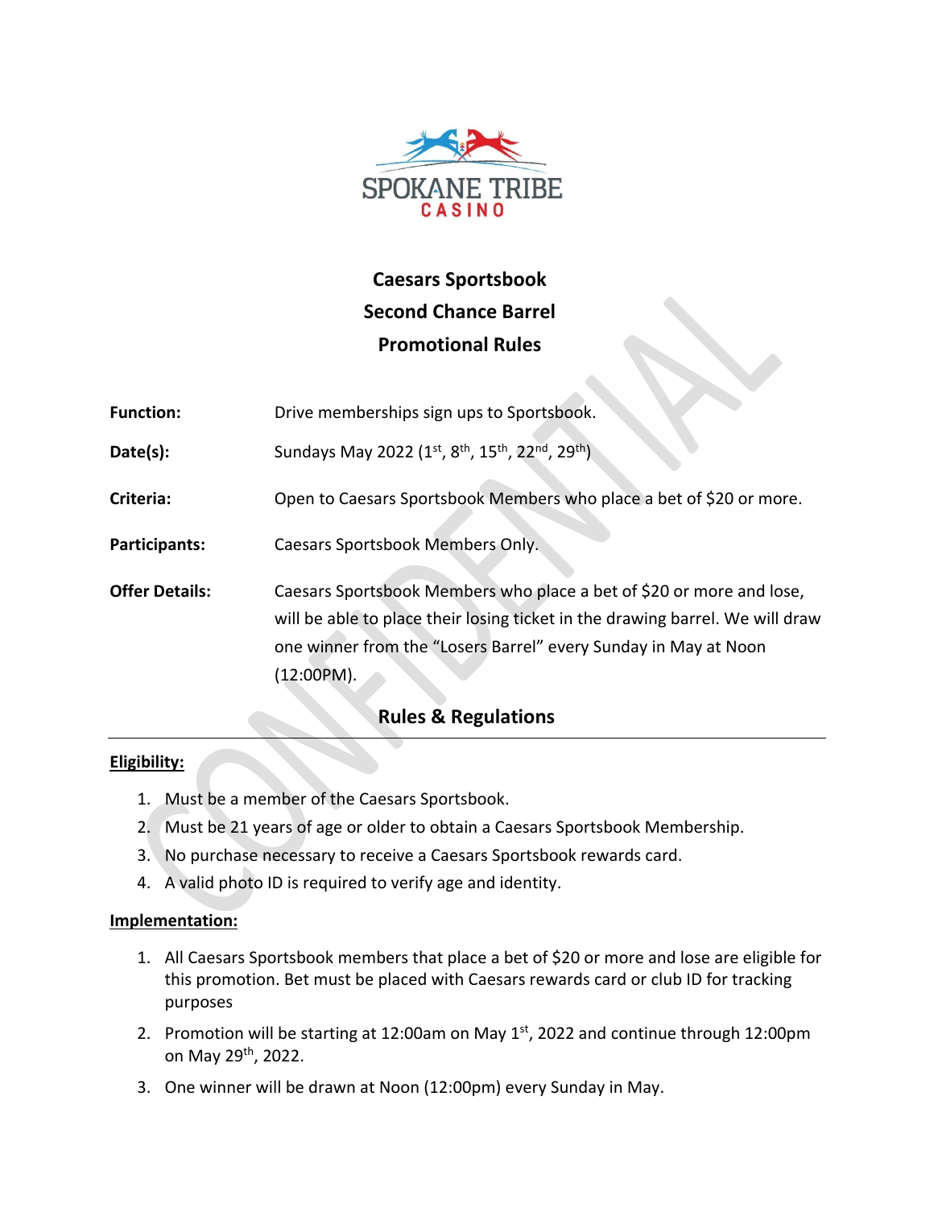SPOKANE TRIBE CASINO

# Caesars Sportsbook
# Second Chance Barrel
# Promotional Rules

**Function:** Drive memberships sign ups to Sportsbook.

**Date(s):** Sundays May 2022 (1st, 8th, 15th, 22nd, 29th)

**Criteria:** Open to Caesars Sportsbook Members who place a bet of $20 or more.

**Participants:** Caesars Sportsbook Members Only.

**Offer Details:** Caesars Sportsbook Members who place a bet of $20 or more and lose, will be able to place their losing ticket in the drawing barrel. We will draw one winner from the "Losers Barrel" every Sunday in May at Noon (12:00PM).

## Rules & Regulations

**Eligibility:**

1. Must be a member of the Caesars Sportsbook.
2. Must be 21 years of age or older to obtain a Caesars Sportsbook Membership.
3. No purchase necessary to receive a Caesars Sportsbook rewards card.
4. A valid photo ID is required to verify age and identity.

**Implementation:**

1. All Caesars Sportsbook members that place a bet of $20 or more and lose are eligible for this promotion. Bet must be placed with Caesars rewards card or club ID for tracking purposes
2. Promotion will be starting at 12:00am on May 1st, 2022 and continue through 12:00pm on May 29th, 2022.
3. One winner will be drawn at Noon (12:00pm) every Sunday in May.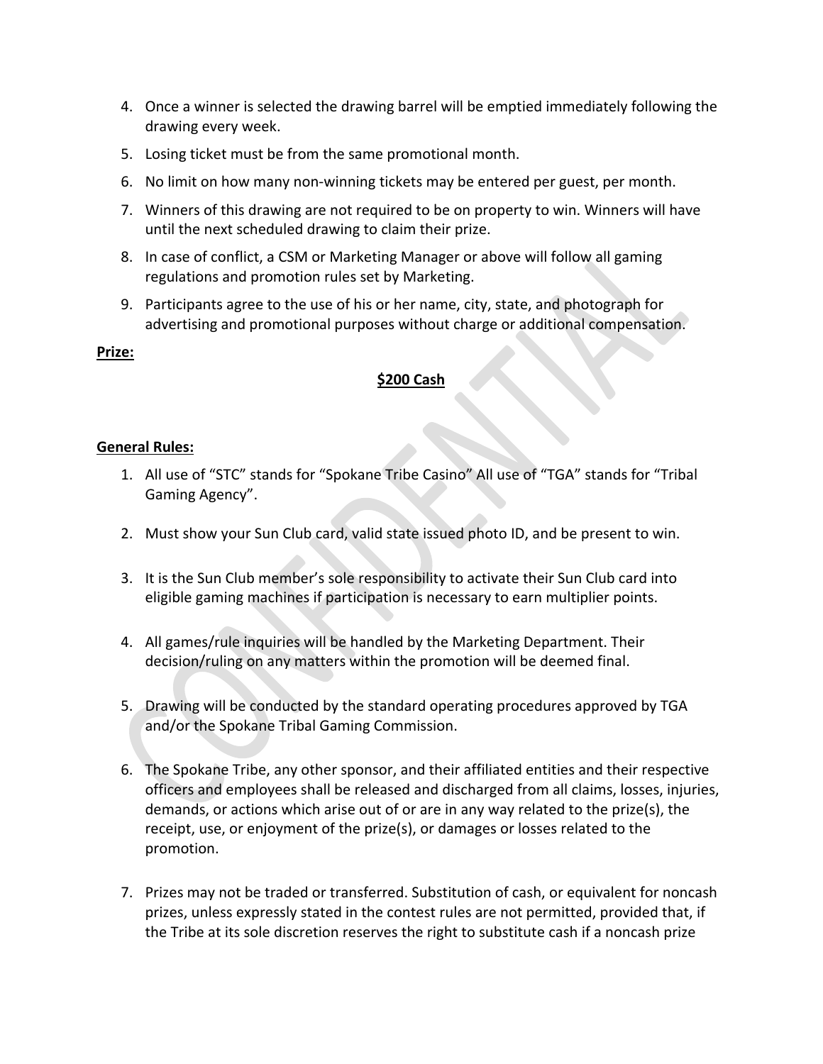4. Once a winner is selected the drawing barrel will be emptied immediately following the drawing every week.
5. Losing ticket must be from the same promotional month.
6. No limit on how many non-winning tickets may be entered per guest, per month.
7. Winners of this drawing are not required to be on property to win. Winners will have until the next scheduled drawing to claim their prize.
8. In case of conflict, a CSM or Marketing Manager or above will follow all gaming regulations and promotion rules set by Marketing.
9. Participants agree to the use of his or her name, city, state, and photograph for advertising and promotional purposes without charge or additional compensation.

**Prize:**

**$200 Cash**

**General Rules:**

1. All use of "STC" stands for "Spokane Tribe Casino" All use of "TGA" stands for "Tribal Gaming Agency".

2. Must show your Sun Club card, valid state issued photo ID, and be present to win.

3. It is the Sun Club member's sole responsibility to activate their Sun Club card into eligible gaming machines if participation is necessary to earn multiplier points.

4. All games/rule inquiries will be handled by the Marketing Department. Their decision/ruling on any matters within the promotion will be deemed final.

5. Drawing will be conducted by the standard operating procedures approved by TGA and/or the Spokane Tribal Gaming Commission.

6. The Spokane Tribe, any other sponsor, and their affiliated entities and their respective officers and employees shall be released and discharged from all claims, losses, injuries, demands, or actions which arise out of or are in any way related to the prize(s), the receipt, use, or enjoyment of the prize(s), or damages or losses related to the promotion.

7. Prizes may not be traded or transferred. Substitution of cash, or equivalent for noncash prizes, unless expressly stated in the contest rules are not permitted, provided that, if the Tribe at its sole discretion reserves the right to substitute cash if a noncash prize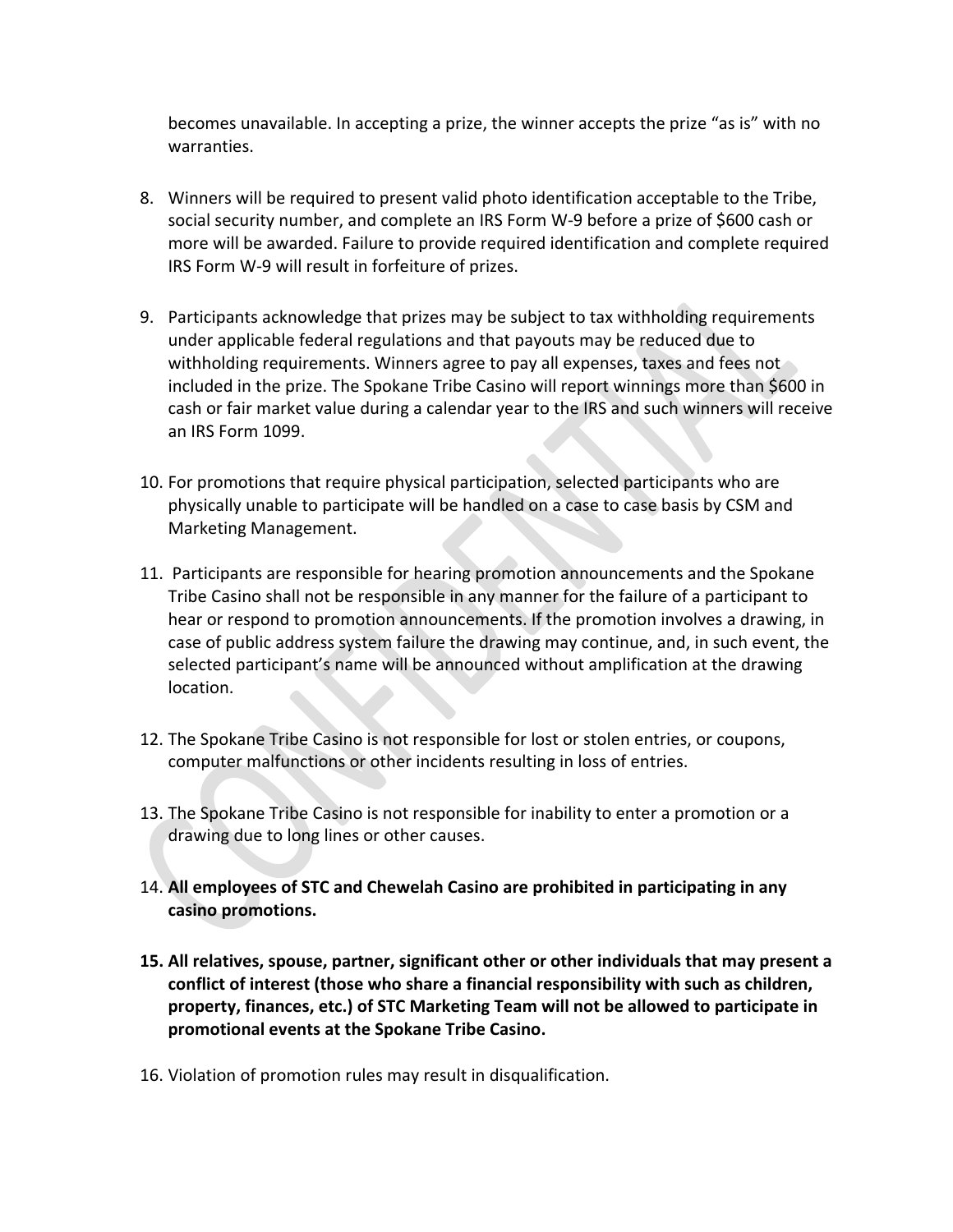becomes unavailable. In accepting a prize, the winner accepts the prize "as is" with no warranties.

8. Winners will be required to present valid photo identification acceptable to the Tribe, social security number, and complete an IRS Form W-9 before a prize of $600 cash or more will be awarded. Failure to provide required identification and complete required IRS Form W-9 will result in forfeiture of prizes.

9. Participants acknowledge that prizes may be subject to tax withholding requirements under applicable federal regulations and that payouts may be reduced due to withholding requirements. Winners agree to pay all expenses, taxes and fees not included in the prize. The Spokane Tribe Casino will report winnings more than $600 in cash or fair market value during a calendar year to the IRS and such winners will receive an IRS Form 1099.

10. For promotions that require physical participation, selected participants who are physically unable to participate will be handled on a case to case basis by CSM and Marketing Management.

11. Participants are responsible for hearing promotion announcements and the Spokane Tribe Casino shall not be responsible in any manner for the failure of a participant to hear or respond to promotion announcements. If the promotion involves a drawing, in case of public address system failure the drawing may continue, and, in such event, the selected participant's name will be announced without amplification at the drawing location.

12. The Spokane Tribe Casino is not responsible for lost or stolen entries, or coupons, computer malfunctions or other incidents resulting in loss of entries.

13. The Spokane Tribe Casino is not responsible for inability to enter a promotion or a drawing due to long lines or other causes.

14. **All employees of STC and Chewelah Casino are prohibited in participating in any casino promotions.**

15. **All relatives, spouse, partner, significant other or other individuals that may present a conflict of interest (those who share a financial responsibility with such as children, property, finances, etc.) of STC Marketing Team will not be allowed to participate in promotional events at the Spokane Tribe Casino.**

16. Violation of promotion rules may result in disqualification.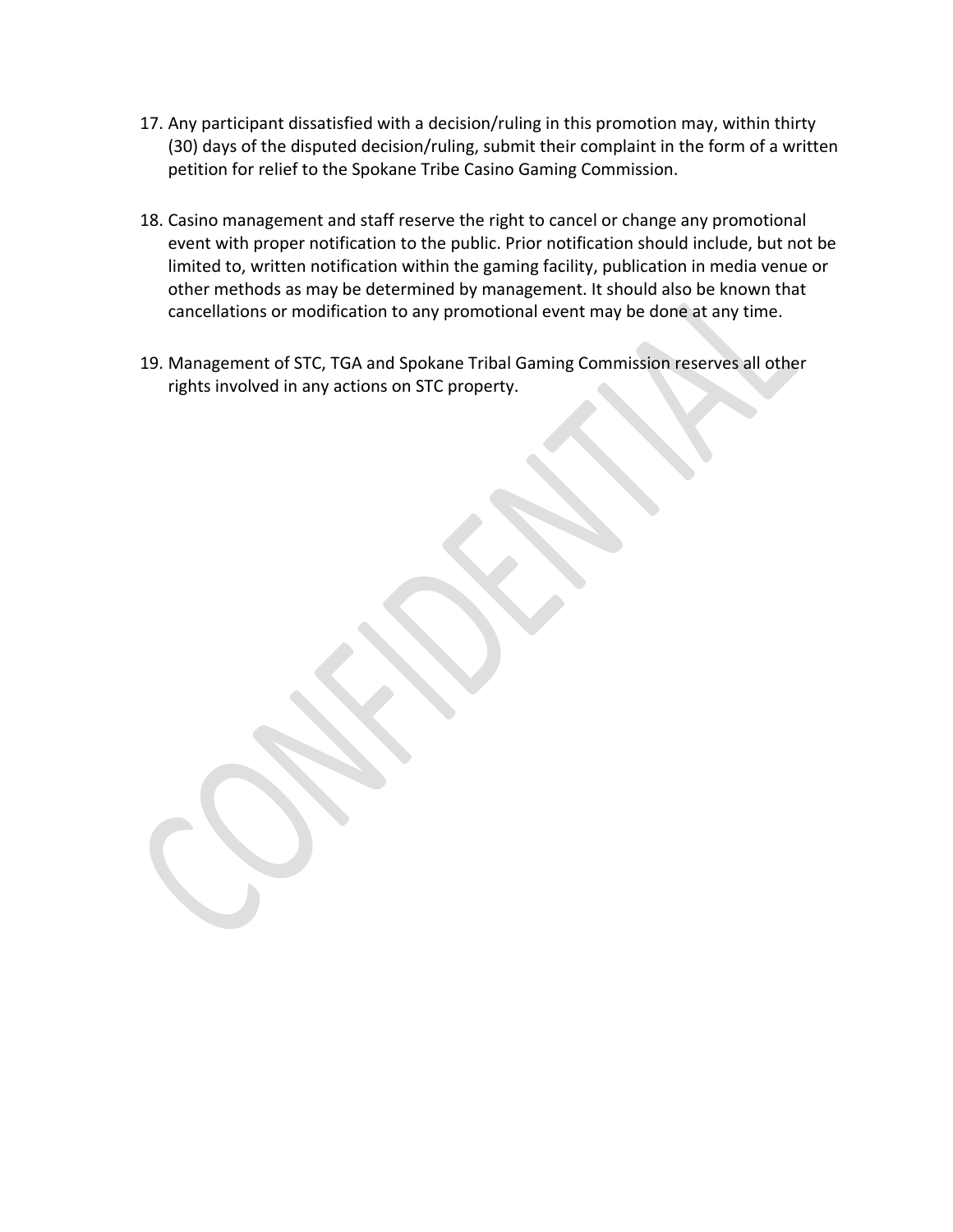17. Any participant dissatisfied with a decision/ruling in this promotion may, within thirty (30) days of the disputed decision/ruling, submit their complaint in the form of a written petition for relief to the Spokane Tribe Casino Gaming Commission.

18. Casino management and staff reserve the right to cancel or change any promotional event with proper notification to the public. Prior notification should include, but not be limited to, written notification within the gaming facility, publication in media venue or other methods as may be determined by management. It should also be known that cancellations or modification to any promotional event may be done at any time.

19. Management of STC, TGA and Spokane Tribal Gaming Commission reserves all other rights involved in any actions on STC property.